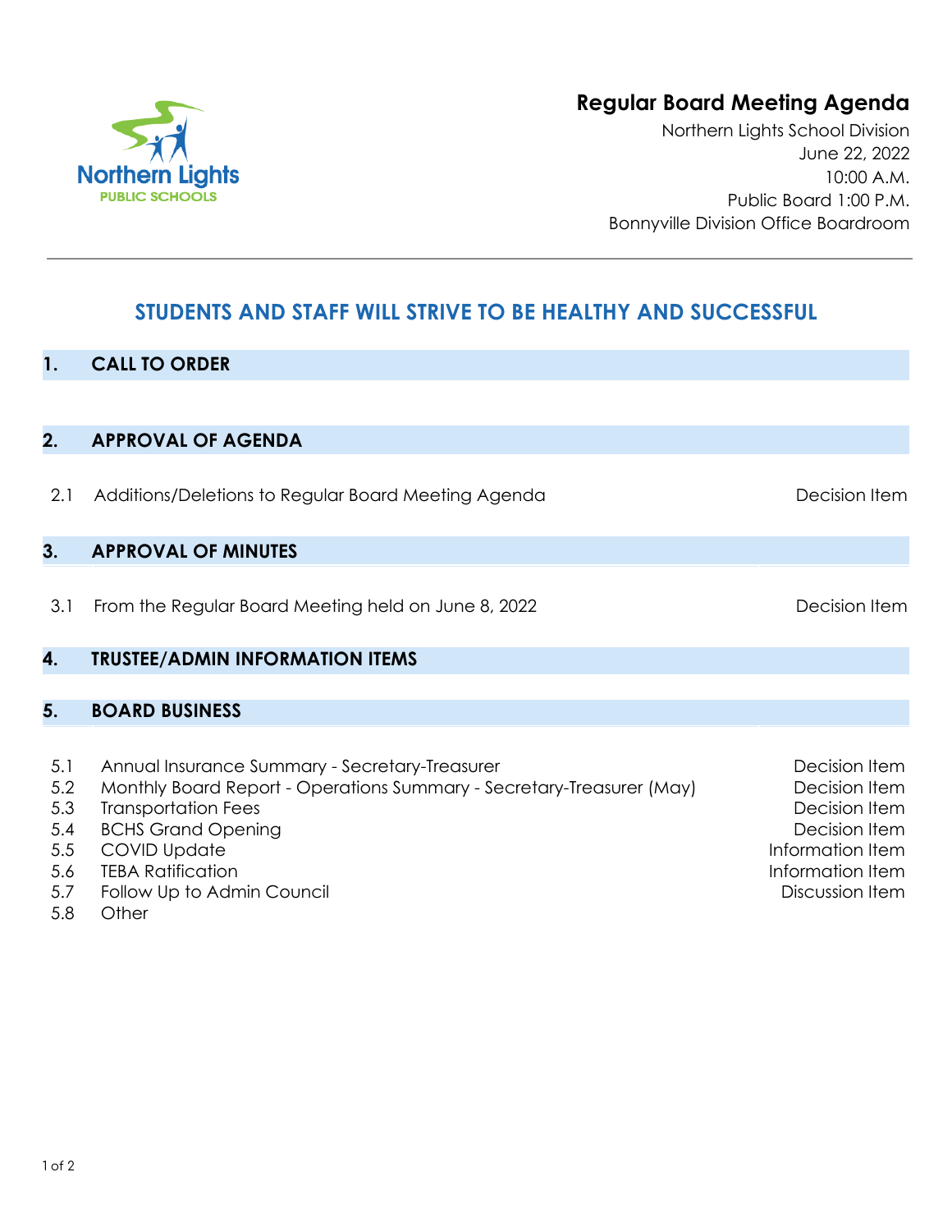# Regular Board Meeting Agenda

Northern Lights School Division
June 22, 2022
10:00 A.M.
Public Board 1:00 P.M.
Bonnyville Division Office Boardroom

## STUDENTS AND STAFF WILL STRIVE TO BE HEALTHY AND SUCCESSFUL

## 1. CALL TO ORDER

## 2. APPROVAL OF AGENDA

| | | |
|---|---|---|
| 2.1 | Additions/Deletions to Regular Board Meeting Agenda | Decision Item |

## 3. APPROVAL OF MINUTES

| | | |
|---|---|---|
| 3.1 | From the Regular Board Meeting held on June 8, 2022 | Decision Item |

## 4. TRUSTEE/ADMIN INFORMATION ITEMS

## 5. BOARD BUSINESS

| | | |
|---|---|---|
| 5.1 | Annual Insurance Summary - Secretary-Treasurer | Decision Item |
| 5.2 | Monthly Board Report - Operations Summary - Secretary-Treasurer (May) | Decision Item |
| 5.3 | Transportation Fees | Decision Item |
| 5.4 | BCHS Grand Opening | Decision Item |
| 5.5 | COVID Update | Information Item |
| 5.6 | TEBA Ratification | Information Item |
| 5.7 | Follow Up to Admin Council | Discussion Item |
| 5.8 | Other | |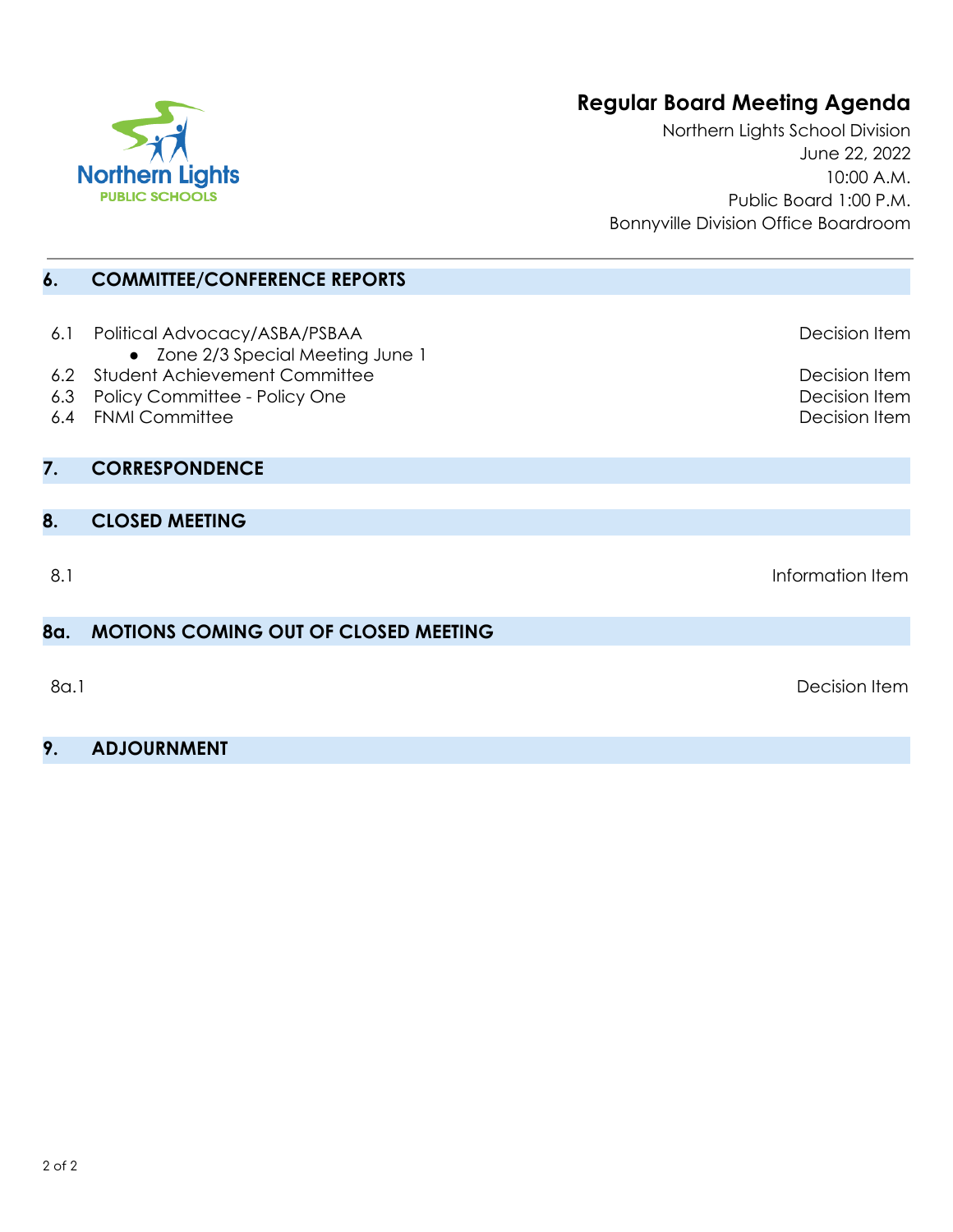# Regular Board Meeting Agenda

Northern Lights School Division
June 22, 2022
10:00 A.M.
Public Board 1:00 P.M.
Bonnyville Division Office Boardroom

## 6. COMMITTEE/CONFERENCE REPORTS

6.1 Political Advocacy/ASBA/PSBAA — Decision Item
- Zone 2/3 Special Meeting June 1

6.2 Student Achievement Committee — Decision Item

6.3 Policy Committee - Policy One — Decision Item

6.4 FNMI Committee — Decision Item

## 7. CORRESPONDENCE

## 8. CLOSED MEETING

8.1 — Information Item

## 8a. MOTIONS COMING OUT OF CLOSED MEETING

8a.1 — Decision Item

## 9. ADJOURNMENT